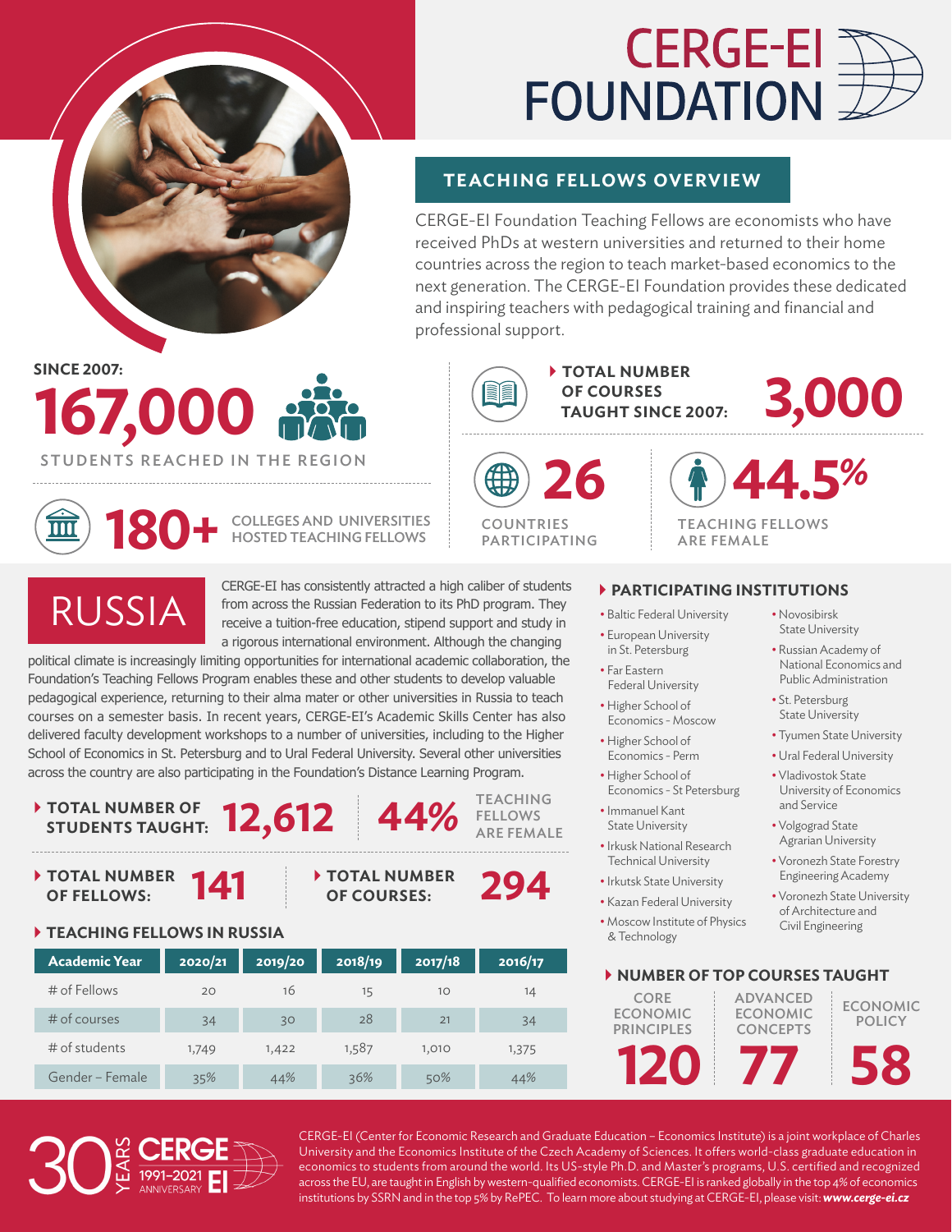# CERGE-EI FOUNDATION

## TEACHING FELLOWS OVERVIEW

CERGE-EI Foundation Teaching Fellows are economists who have received PhDs at western universities and returned to their home countries across the region to teach market-based economics to the next generation. The CERGE-EI Foundation provides these dedicated and inspiring teachers with pedagogical training and financial and professional support.

**SINCE 2007:**
**167,000**
STUDENTS REACHED IN THE REGION

**180+** COLLEGES AND UNIVERSITIES HOSTED TEACHING FELLOWS

**TOTAL NUMBER OF COURSES TAUGHT SINCE 2007:** **3,000**

**26** COUNTRIES PARTICIPATING

**44.5%** TEACHING FELLOWS ARE FEMALE

## RUSSIA

CERGE-EI has consistently attracted a high caliber of students from across the Russian Federation to its PhD program. They receive a tuition-free education, stipend support and study in a rigorous international environment. Although the changing political climate is increasingly limiting opportunities for international academic collaboration, the Foundation's Teaching Fellows Program enables these and other students to develop valuable pedagogical experience, returning to their alma mater or other universities in Russia to teach courses on a semester basis. In recent years, CERGE-EI's Academic Skills Center has also delivered faculty development workshops to a number of universities, including to the Higher School of Economics in St. Petersburg and to Ural Federal University. Several other universities across the country are also participating in the Foundation's Distance Learning Program.

**TOTAL NUMBER OF STUDENTS TAUGHT:** **12,612**

**44%** TEACHING FELLOWS ARE FEMALE

**TOTAL NUMBER OF FELLOWS:** **141**

**TOTAL NUMBER OF COURSES:** **294**

### TEACHING FELLOWS IN RUSSIA

| Academic Year | 2020/21 | 2019/20 | 2018/19 | 2017/18 | 2016/17 |
|---|---|---|---|---|---|
| # of Fellows | 20 | 16 | 15 | 10 | 14 |
| # of courses | 34 | 30 | 28 | 21 | 34 |
| # of students | 1,749 | 1,422 | 1,587 | 1,010 | 1,375 |
| Gender – Female | 35% | 44% | 36% | 50% | 44% |

### PARTICIPATING INSTITUTIONS

- Baltic Federal University
- European University in St. Petersburg
- Far Eastern Federal University
- Higher School of Economics - Moscow
- Higher School of Economics - Perm
- Higher School of Economics - St Petersburg
- Immanuel Kant State University
- Irkusk National Research Technical University
- Irkutsk State University
- Kazan Federal University
- Moscow Institute of Physics & Technology
- Novosibirsk State University
- Russian Academy of National Economics and Public Administration
- St. Petersburg State University
- Tyumen State University
- Ural Federal University
- Vladivostok State University of Economics and Service
- Volgograd State Agrarian University
- Voronezh State Forestry Engineering Academy
- Voronezh State University of Architecture and Civil Engineering

### NUMBER OF TOP COURSES TAUGHT

| CORE ECONOMIC PRINCIPLES | ADVANCED ECONOMIC CONCEPTS | ECONOMIC POLICY |
|---|---|---|
| 120 | 77 | 58 |

30 YEARS CERGE EI 1991–2021 ANNIVERSARY

CERGE-EI (Center for Economic Research and Graduate Education – Economics Institute) is a joint workplace of Charles University and the Economics Institute of the Czech Academy of Sciences. It offers world-class graduate education in economics to students from around the world. Its US-style Ph.D. and Master's programs, U.S. certified and recognized across the EU, are taught in English by western-qualified economists. CERGE-EI is ranked globally in the top 4% of economics institutions by SSRN and in the top 5% by RePEC. To learn more about studying at CERGE-EI, please visit: ***www.cerge-ei.cz***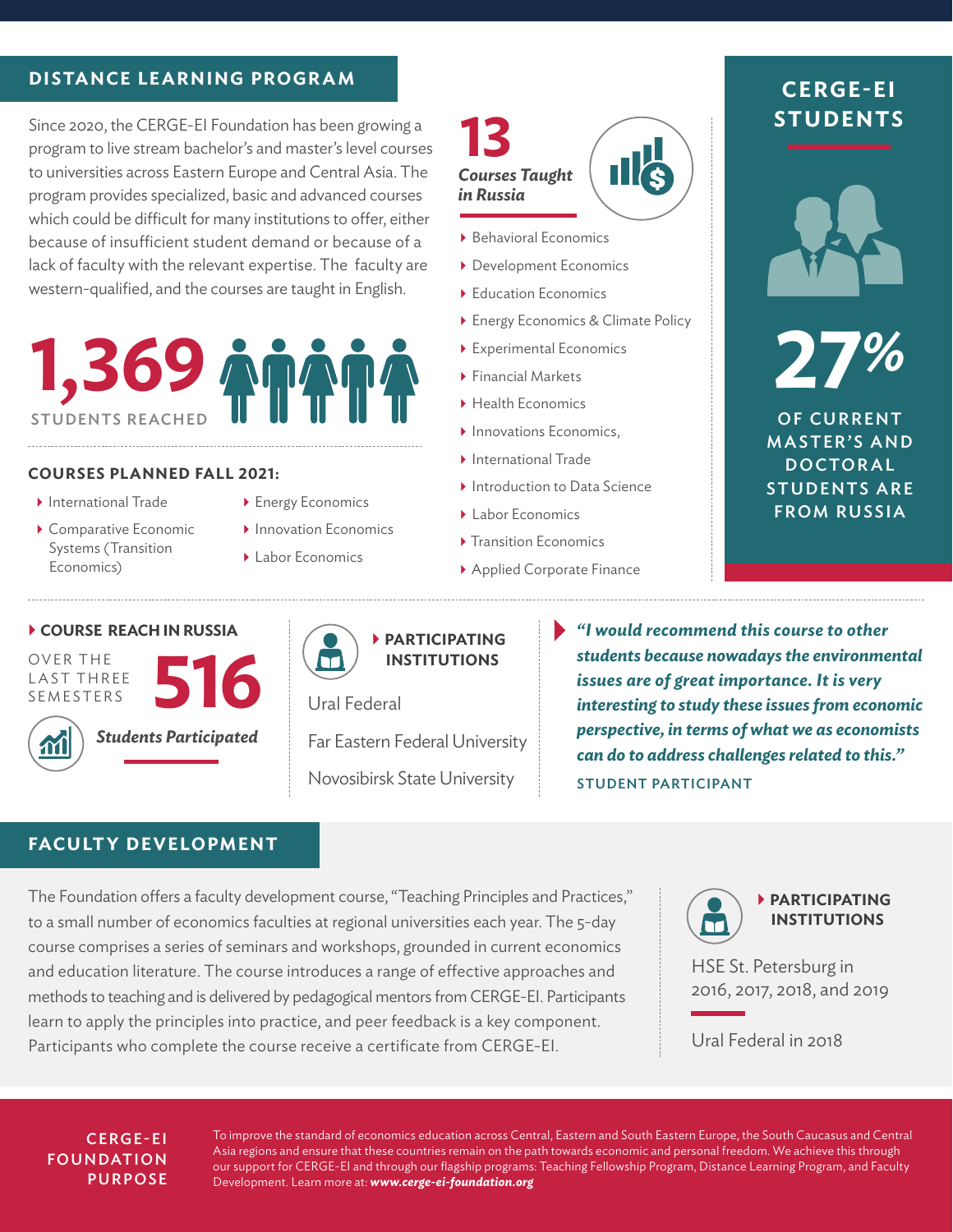## DISTANCE LEARNING PROGRAM

Since 2020, the CERGE-EI Foundation has been growing a program to live stream bachelor's and master's level courses to universities across Eastern Europe and Central Asia. The program provides specialized, basic and advanced courses which could be difficult for many institutions to offer, either because of insufficient student demand or because of a lack of faculty with the relevant expertise. The faculty are western-qualified, and the courses are taught in English.

**1,369**
STUDENTS REACHED

### COURSES PLANNED FALL 2021:

- International Trade
- Comparative Economic Systems (Transition Economics)
- Energy Economics
- Innovation Economics
- Labor Economics

**13**
***Courses Taught in Russia***

- Behavioral Economics
- Development Economics
- Education Economics
- Energy Economics & Climate Policy
- Experimental Economics
- Financial Markets
- Health Economics
- Innovations Economics,
- International Trade
- Introduction to Data Science
- Labor Economics
- Transition Economics
- Applied Corporate Finance

## CERGE-EI STUDENTS

**27%**

OF CURRENT MASTER'S AND DOCTORAL STUDENTS ARE FROM RUSSIA

### COURSE REACH IN RUSSIA

OVER THE LAST THREE SEMESTERS

**516**

***Students Participated***

### PARTICIPATING INSTITUTIONS

Ural Federal

Far Eastern Federal University

Novosibirsk State University

***"I would recommend this course to other students because nowadays the environmental issues are of great importance. It is very interesting to study these issues from economic perspective, in terms of what we as economists can do to address challenges related to this."***

STUDENT PARTICIPANT

## FACULTY DEVELOPMENT

The Foundation offers a faculty development course, "Teaching Principles and Practices," to a small number of economics faculties at regional universities each year. The 5-day course comprises a series of seminars and workshops, grounded in current economics and education literature. The course introduces a range of effective approaches and methods to teaching and is delivered by pedagogical mentors from CERGE-EI. Participants learn to apply the principles into practice, and peer feedback is a key component. Participants who complete the course receive a certificate from CERGE-EI.

### PARTICIPATING INSTITUTIONS

HSE St. Petersburg in 2016, 2017, 2018, and 2019

Ural Federal in 2018

**CERGE-EI FOUNDATION PURPOSE**

To improve the standard of economics education across Central, Eastern and South Eastern Europe, the South Caucasus and Central Asia regions and ensure that these countries remain on the path towards economic and personal freedom. We achieve this through our support for CERGE-EI and through our flagship programs: Teaching Fellowship Program, Distance Learning Program, and Faculty Development. Learn more at: ***www.cerge-ei-foundation.org***